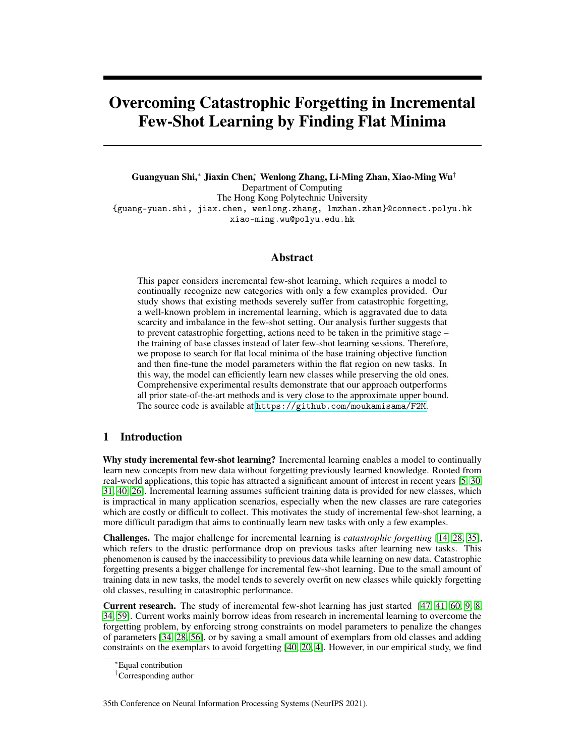# Overcoming Catastrophic Forgetting in Incremental Few-Shot Learning by Finding Flat Minima

**Guangyuan Shi,[*] Jiaxin Chen,[*] Wenlong Zhang, Li-Ming Zhan, Xiao-Ming Wu[†]**
Department of Computing
The Hong Kong Polytechnic University
{guang-yuan.shi, jiax.chen, wenlong.zhang, lmzhan.zhan}@connect.polyu.hk
xiao-ming.wu@polyu.edu.hk

## Abstract

This paper considers incremental few-shot learning, which requires a model to continually recognize new categories with only a few examples provided. Our study shows that existing methods severely suffer from catastrophic forgetting, a well-known problem in incremental learning, which is aggravated due to data scarcity and imbalance in the few-shot setting. Our analysis further suggests that to prevent catastrophic forgetting, actions need to be taken in the primitive stage – the training of base classes instead of later few-shot learning sessions. Therefore, we propose to search for flat local minima of the base training objective function and then fine-tune the model parameters within the flat region on new tasks. In this way, the model can efficiently learn new classes while preserving the old ones. Comprehensive experimental results demonstrate that our approach outperforms all prior state-of-the-art methods and is very close to the approximate upper bound. The source code is available at https://github.com/moukamisama/F2M.

## 1 Introduction

**Why study incremental few-shot learning?** Incremental learning enables a model to continually learn new concepts from new data without forgetting previously learned knowledge. Rooted from real-world applications, this topic has attracted a significant amount of interest in recent years [5, 30, 31, 40, 26]. Incremental learning assumes sufficient training data is provided for new classes, which is impractical in many application scenarios, especially when the new classes are rare categories which are costly or difficult to collect. This motivates the study of incremental few-shot learning, a more difficult paradigm that aims to continually learn new tasks with only a few examples.

**Challenges.** The major challenge for incremental learning is *catastrophic forgetting* [14, 28, 35], which refers to the drastic performance drop on previous tasks after learning new tasks. This phenomenon is caused by the inaccessibility to previous data while learning on new data. Catastrophic forgetting presents a bigger challenge for incremental few-shot learning. Due to the small amount of training data in new tasks, the model tends to severely overfit on new classes while quickly forgetting old classes, resulting in catastrophic performance.

**Current research.** The study of incremental few-shot learning has just started [47, 41, 60, 9, 8, 34, 59]. Current works mainly borrow ideas from research in incremental learning to overcome the forgetting problem, by enforcing strong constraints on model parameters to penalize the changes of parameters [34, 28, 56], or by saving a small amount of exemplars from old classes and adding constraints on the exemplars to avoid forgetting [40, 20, 4]. However, in our empirical study, we find

[*]Equal contribution

[†]Corresponding author

35th Conference on Neural Information Processing Systems (NeurIPS 2021).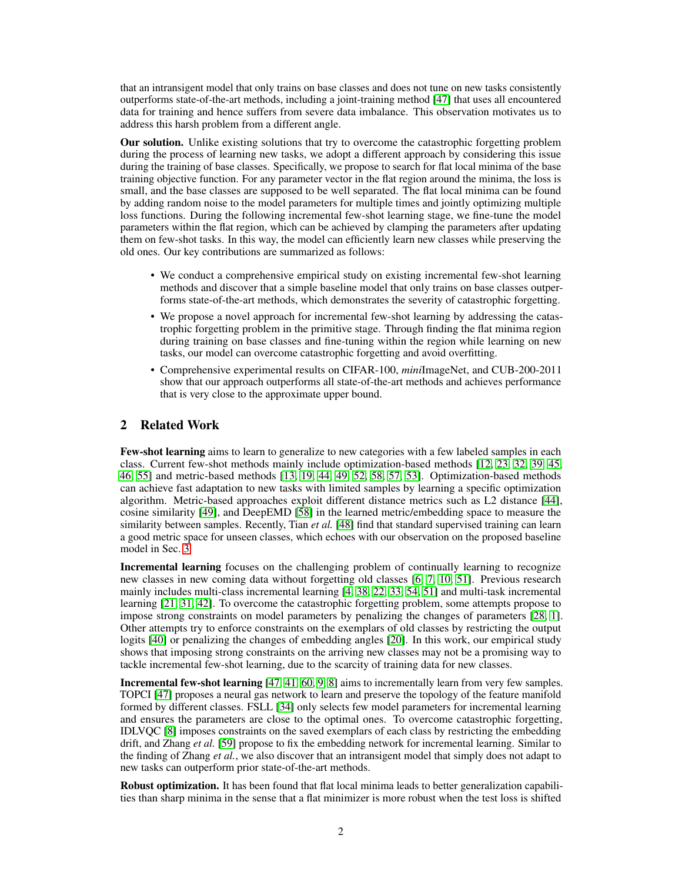that an intransigent model that only trains on base classes and does not tune on new tasks consistently outperforms state-of-the-art methods, including a joint-training method [47] that uses all encountered data for training and hence suffers from severe data imbalance. This observation motivates us to address this harsh problem from a different angle.

**Our solution.** Unlike existing solutions that try to overcome the catastrophic forgetting problem during the process of learning new tasks, we adopt a different approach by considering this issue during the training of base classes. Specifically, we propose to search for flat local minima of the base training objective function. For any parameter vector in the flat region around the minima, the loss is small, and the base classes are supposed to be well separated. The flat local minima can be found by adding random noise to the model parameters for multiple times and jointly optimizing multiple loss functions. During the following incremental few-shot learning stage, we fine-tune the model parameters within the flat region, which can be achieved by clamping the parameters after updating them on few-shot tasks. In this way, the model can efficiently learn new classes while preserving the old ones. Our key contributions are summarized as follows:

- We conduct a comprehensive empirical study on existing incremental few-shot learning methods and discover that a simple baseline model that only trains on base classes outperforms state-of-the-art methods, which demonstrates the severity of catastrophic forgetting.
- We propose a novel approach for incremental few-shot learning by addressing the catastrophic forgetting problem in the primitive stage. Through finding the flat minima region during training on base classes and fine-tuning within the region while learning on new tasks, our model can overcome catastrophic forgetting and avoid overfitting.
- Comprehensive experimental results on CIFAR-100, *mini*ImageNet, and CUB-200-2011 show that our approach outperforms all state-of-the-art methods and achieves performance that is very close to the approximate upper bound.

## 2 Related Work

**Few-shot learning** aims to learn to generalize to new categories with a few labeled samples in each class. Current few-shot methods mainly include optimization-based methods [12, 23, 32, 39, 45, 46, 55] and metric-based methods [13, 19, 44, 49, 52, 58, 57, 53]. Optimization-based methods can achieve fast adaptation to new tasks with limited samples by learning a specific optimization algorithm. Metric-based approaches exploit different distance metrics such as L2 distance [44], cosine similarity [49], and DeepEMD [58] in the learned metric/embedding space to measure the similarity between samples. Recently, Tian *et al.* [48] find that standard supervised training can learn a good metric space for unseen classes, which echoes with our observation on the proposed baseline model in Sec. 3.

**Incremental learning** focuses on the challenging problem of continually learning to recognize new classes in new coming data without forgetting old classes [6, 7, 10, 51]. Previous research mainly includes multi-class incremental learning [4, 38, 22, 33, 54, 51] and multi-task incremental learning [21, 31, 42]. To overcome the catastrophic forgetting problem, some attempts propose to impose strong constraints on model parameters by penalizing the changes of parameters [28, 1]. Other attempts try to enforce constraints on the exemplars of old classes by restricting the output logits [40] or penalizing the changes of embedding angles [20]. In this work, our empirical study shows that imposing strong constraints on the arriving new classes may not be a promising way to tackle incremental few-shot learning, due to the scarcity of training data for new classes.

**Incremental few-shot learning** [47, 41, 60, 9, 8] aims to incrementally learn from very few samples. TOPCI [47] proposes a neural gas network to learn and preserve the topology of the feature manifold formed by different classes. FSLL [34] only selects few model parameters for incremental learning and ensures the parameters are close to the optimal ones. To overcome catastrophic forgetting, IDLVQC [8] imposes constraints on the saved exemplars of each class by restricting the embedding drift, and Zhang *et al.* [59] propose to fix the embedding network for incremental learning. Similar to the finding of Zhang *et al.*, we also discover that an intransigent model that simply does not adapt to new tasks can outperform prior state-of-the-art methods.

**Robust optimization.** It has been found that flat local minima leads to better generalization capabilities than sharp minima in the sense that a flat minimizer is more robust when the test loss is shifted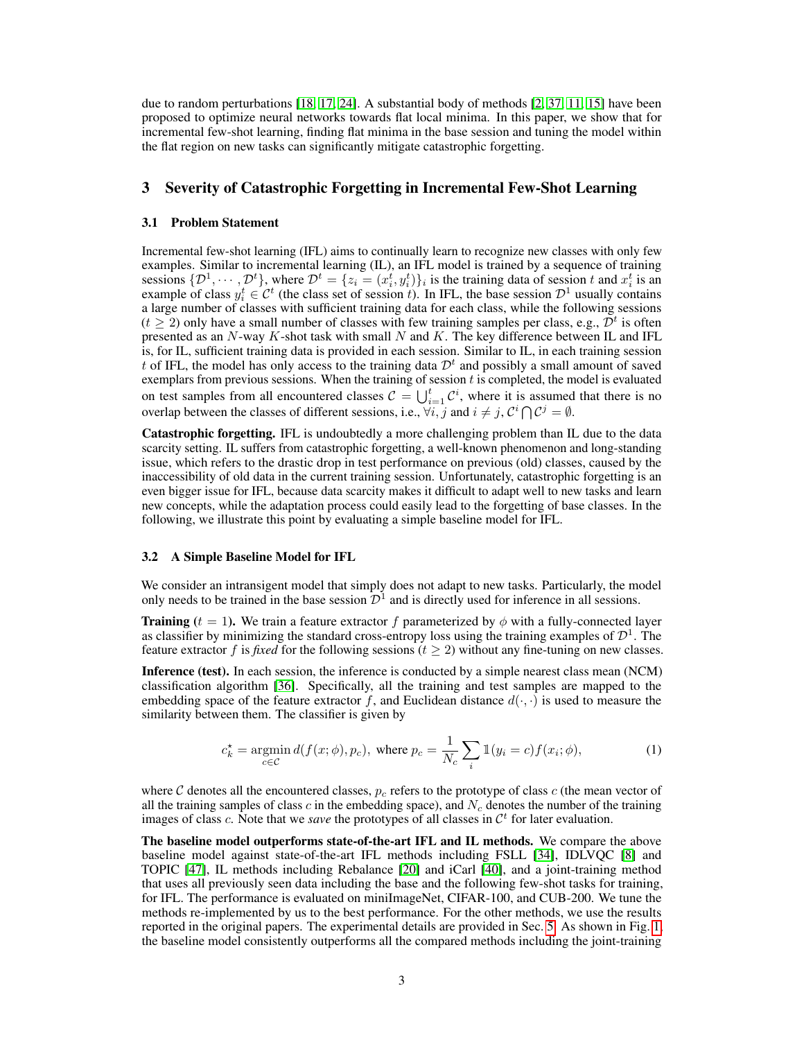due to random perturbations [18, 17, 24]. A substantial body of methods [2, 37, 11, 15] have been proposed to optimize neural networks towards flat local minima. In this paper, we show that for incremental few-shot learning, finding flat minima in the base session and tuning the model within the flat region on new tasks can significantly mitigate catastrophic forgetting.

## 3 Severity of Catastrophic Forgetting in Incremental Few-Shot Learning

### 3.1 Problem Statement

Incremental few-shot learning (IFL) aims to continually learn to recognize new classes with only few examples. Similar to incremental learning (IL), an IFL model is trained by a sequence of training sessions $\{\mathcal{D}^1, \cdots, \mathcal{D}^t\}$, where $\mathcal{D}^t = \{z_i = (x_i^t, y_i^t)\}_i$ is the training data of session $t$ and $x_i^t$ is an example of class $y_i^t \in \mathcal{C}^t$ (the class set of session $t$). In IFL, the base session $\mathcal{D}^1$ usually contains a large number of classes with sufficient training data for each class, while the following sessions ($t \geq 2$) only have a small number of classes with few training samples per class, e.g., $\mathcal{D}^t$ is often presented as an $N$-way $K$-shot task with small $N$ and $K$. The key difference between IL and IFL is, for IL, sufficient training data is provided in each session. Similar to IL, in each training session $t$ of IFL, the model has only access to the training data $\mathcal{D}^t$ and possibly a small amount of saved exemplars from previous sessions. When the training of session $t$ is completed, the model is evaluated on test samples from all encountered classes $\mathcal{C} = \bigcup_{i=1}^{t} \mathcal{C}^i$, where it is assumed that there is no overlap between the classes of different sessions, i.e., $\forall i, j$ and $i \neq j$, $\mathcal{C}^i \bigcap \mathcal{C}^j = \emptyset$.

**Catastrophic forgetting.** IFL is undoubtedly a more challenging problem than IL due to the data scarcity setting. IL suffers from catastrophic forgetting, a well-known phenomenon and long-standing issue, which refers to the drastic drop in test performance on previous (old) classes, caused by the inaccessibility of old data in the current training session. Unfortunately, catastrophic forgetting is an even bigger issue for IFL, because data scarcity makes it difficult to adapt well to new tasks and learn new concepts, while the adaptation process could easily lead to the forgetting of base classes. In the following, we illustrate this point by evaluating a simple baseline model for IFL.

### 3.2 A Simple Baseline Model for IFL

We consider an intransigent model that simply does not adapt to new tasks. Particularly, the model only needs to be trained in the base session $\mathcal{D}^1$ and is directly used for inference in all sessions.

**Training ($t = 1$).** We train a feature extractor $f$ parameterized by $\phi$ with a fully-connected layer as classifier by minimizing the standard cross-entropy loss using the training examples of $\mathcal{D}^1$. The feature extractor $f$ is *fixed* for the following sessions ($t \geq 2$) without any fine-tuning on new classes.

**Inference (test).** In each session, the inference is conducted by a simple nearest class mean (NCM) classification algorithm [36]. Specifically, all the training and test samples are mapped to the embedding space of the feature extractor $f$, and Euclidean distance $d(\cdot, \cdot)$ is used to measure the similarity between them. The classifier is given by

$$c_k^\star = \underset{c \in \mathcal{C}}{\operatorname{argmin}}\, d(f(x;\phi), p_c), \text{ where } p_c = \frac{1}{N_c} \sum_i \mathbb{1}(y_i = c) f(x_i; \phi), \tag{1}$$

where $\mathcal{C}$ denotes all the encountered classes, $p_c$ refers to the prototype of class $c$ (the mean vector of all the training samples of class $c$ in the embedding space), and $N_c$ denotes the number of the training images of class $c$. Note that we *save* the prototypes of all classes in $\mathcal{C}^t$ for later evaluation.

**The baseline model outperforms state-of-the-art IFL and IL methods.** We compare the above baseline model against state-of-the-art IFL methods including FSLL [34], IDLVQC [8] and TOPIC [47], IL methods including Rebalance [20] and iCarl [40], and a joint-training method that uses all previously seen data including the base and the following few-shot tasks for training, for IFL. The performance is evaluated on miniImageNet, CIFAR-100, and CUB-200. We tune the methods re-implemented by us to the best performance. For the other methods, we use the results reported in the original papers. The experimental details are provided in Sec. 5. As shown in Fig. 1, the baseline model consistently outperforms all the compared methods including the joint-training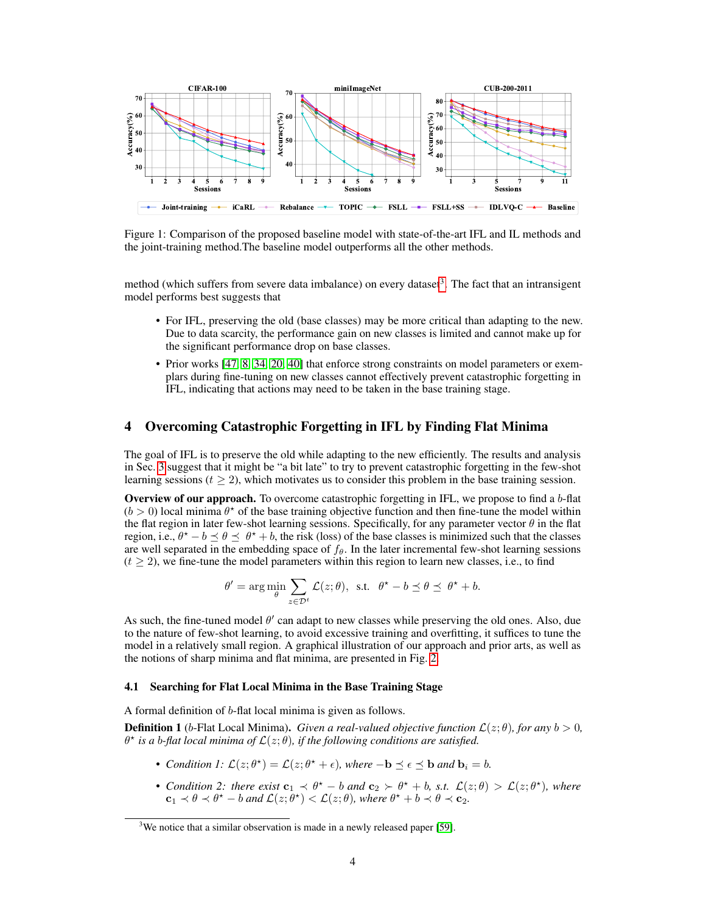Figure 1: Comparison of the proposed baseline model with state-of-the-art IFL and IL methods and the joint-training method.The baseline model outperforms all the other methods.

method (which suffers from severe data imbalance) on every dataset[3]. The fact that an intransigent model performs best suggests that

- For IFL, preserving the old (base classes) may be more critical than adapting to the new. Due to data scarcity, the performance gain on new classes is limited and cannot make up for the significant performance drop on base classes.
- Prior works [47, 8, 34, 20, 40] that enforce strong constraints on model parameters or exemplars during fine-tuning on new classes cannot effectively prevent catastrophic forgetting in IFL, indicating that actions may need to be taken in the base training stage.

## 4 Overcoming Catastrophic Forgetting in IFL by Finding Flat Minima

The goal of IFL is to preserve the old while adapting to the new efficiently. The results and analysis in Sec. 3 suggest that it might be "a bit late" to try to prevent catastrophic forgetting in the few-shot learning sessions ($t \geq 2$), which motivates us to consider this problem in the base training session.

**Overview of our approach.** To overcome catastrophic forgetting in IFL, we propose to find a $b$-flat ($b > 0$) local minima $\theta^\star$ of the base training objective function and then fine-tune the model within the flat region in later few-shot learning sessions. Specifically, for any parameter vector $\theta$ in the flat region, i.e., $\theta^\star - b \preceq \theta \preceq \theta^\star + b$, the risk (loss) of the base classes is minimized such that the classes are well separated in the embedding space of $f_\theta$. In the later incremental few-shot learning sessions ($t \geq 2$), we fine-tune the model parameters within this region to learn new classes, i.e., to find

$$\theta' = \arg\min_{\theta} \sum_{z \in \mathcal{D}^t} \mathcal{L}(z; \theta), \quad \text{s.t.} \quad \theta^\star - b \preceq \theta \preceq \theta^\star + b.$$

As such, the fine-tuned model $\theta'$ can adapt to new classes while preserving the old ones. Also, due to the nature of few-shot learning, to avoid excessive training and overfitting, it suffices to tune the model in a relatively small region. A graphical illustration of our approach and prior arts, as well as the notions of sharp minima and flat minima, are presented in Fig. 2.

### 4.1 Searching for Flat Local Minima in the Base Training Stage

A formal definition of $b$-flat local minima is given as follows.

**Definition 1** ($b$-Flat Local Minima)**.** *Given a real-valued objective function $\mathcal{L}(z;\theta)$, for any $b > 0$, $\theta^\star$ is a $b$-flat local minima of $\mathcal{L}(z;\theta)$, if the following conditions are satisfied.*

- *Condition 1: $\mathcal{L}(z;\theta^\star) = \mathcal{L}(z;\theta^\star + \epsilon)$, where $-\mathbf{b} \preceq \epsilon \preceq \mathbf{b}$ and $\mathbf{b}_i = b$.*
- *Condition 2: there exist $\mathbf{c}_1 \prec \theta^\star - b$ and $\mathbf{c}_2 \succ \theta^\star + b$, s.t. $\mathcal{L}(z;\theta) > \mathcal{L}(z;\theta^\star)$, where $\mathbf{c}_1 \prec \theta \prec \theta^\star - b$ and $\mathcal{L}(z;\theta^\star) < \mathcal{L}(z;\theta)$, where $\theta^\star + b \prec \theta \prec \mathbf{c}_2$.*

[3] We notice that a similar observation is made in a newly released paper [59].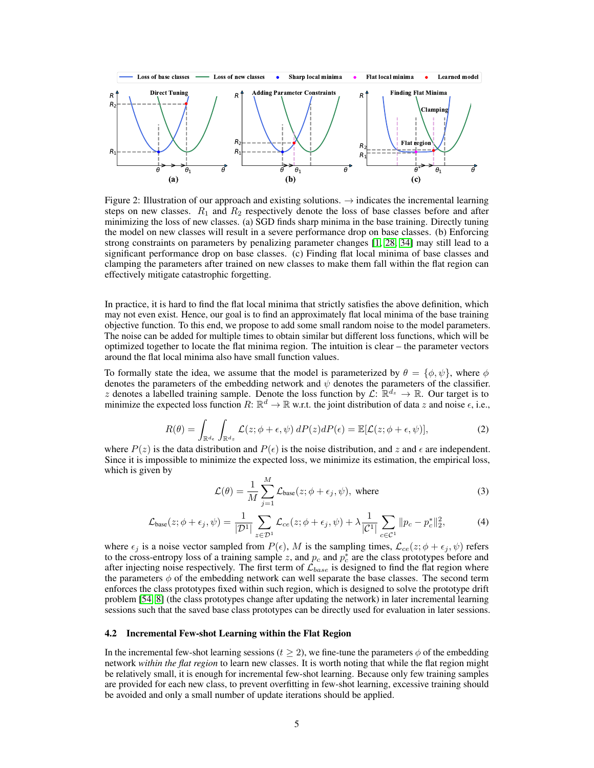Figure 2: Illustration of our approach and existing solutions. $\rightarrow$ indicates the incremental learning steps on new classes. $R_1$ and $R_2$ respectively denote the loss of base classes before and after minimizing the loss of new classes. (a) SGD finds sharp minima in the base training. Directly tuning the model on new classes will result in a severe performance drop on base classes. (b) Enforcing strong constraints on parameters by penalizing parameter changes [1, 28, 34] may still lead to a significant performance drop on base classes. (c) Finding flat local minima of base classes and clamping the parameters after trained on new classes to make them fall within the flat region can effectively mitigate catastrophic forgetting.

In practice, it is hard to find the flat local minima that strictly satisfies the above definition, which may not even exist. Hence, our goal is to find an approximately flat local minima of the base training objective function. To this end, we propose to add some small random noise to the model parameters. The noise can be added for multiple times to obtain similar but different loss functions, which will be optimized together to locate the flat minima region. The intuition is clear – the parameter vectors around the flat local minima also have small function values.

To formally state the idea, we assume that the model is parameterized by $\theta = \{\phi, \psi\}$, where $\phi$ denotes the parameters of the embedding network and $\psi$ denotes the parameters of the classifier. $z$ denotes a labelled training sample. Denote the loss function by $\mathcal{L}$: $\mathbb{R}^{d_z} \rightarrow \mathbb{R}$. Our target is to minimize the expected loss function $R$: $\mathbb{R}^d \rightarrow \mathbb{R}$ w.r.t. the joint distribution of data $z$ and noise $\epsilon$, i.e.,

$$R(\theta) = \int_{\mathbb{R}^{d_\epsilon}} \int_{\mathbb{R}^{d_z}} \mathcal{L}(z; \phi + \epsilon, \psi) \, dP(z) dP(\epsilon) = \mathbb{E}[\mathcal{L}(z; \phi + \epsilon, \psi)], \tag{2}$$

where $P(z)$ is the data distribution and $P(\epsilon)$ is the noise distribution, and $z$ and $\epsilon$ are independent. Since it is impossible to minimize the expected loss, we minimize its estimation, the empirical loss, which is given by

$$\mathcal{L}(\theta) = \frac{1}{M} \sum_{j=1}^{M} \mathcal{L}_{\text{base}}(z; \phi + \epsilon_j, \psi), \text{ where} \tag{3}$$

$$\mathcal{L}_{\text{base}}(z; \phi + \epsilon_j, \psi) = \frac{1}{|\mathcal{D}^1|} \sum_{z \in \mathcal{D}^1} \mathcal{L}_{ce}(z; \phi + \epsilon_j, \psi) + \lambda \frac{1}{|\mathcal{C}^1|} \sum_{c \in \mathcal{C}^1} \|p_c - p_c^*\|_2^2, \tag{4}$$

where $\epsilon_j$ is a noise vector sampled from $P(\epsilon)$, $M$ is the sampling times, $\mathcal{L}_{ce}(z; \phi + \epsilon_j, \psi)$ refers to the cross-entropy loss of a training sample $z$, and $p_c$ and $p_c^*$ are the class prototypes before and after injecting noise respectively. The first term of $\mathcal{L}_{base}$ is designed to find the flat region where the parameters $\phi$ of the embedding network can well separate the base classes. The second term enforces the class prototypes fixed within such region, which is designed to solve the prototype drift problem [54, 8] (the class prototypes change after updating the network) in later incremental learning sessions such that the saved base class prototypes can be directly used for evaluation in later sessions.

### 4.2 Incremental Few-shot Learning within the Flat Region

In the incremental few-shot learning sessions ($t \geq 2$), we fine-tune the parameters $\phi$ of the embedding network *within the flat region* to learn new classes. It is worth noting that while the flat region might be relatively small, it is enough for incremental few-shot learning. Because only few training samples are provided for each new class, to prevent overfitting in few-shot learning, excessive training should be avoided and only a small number of update iterations should be applied.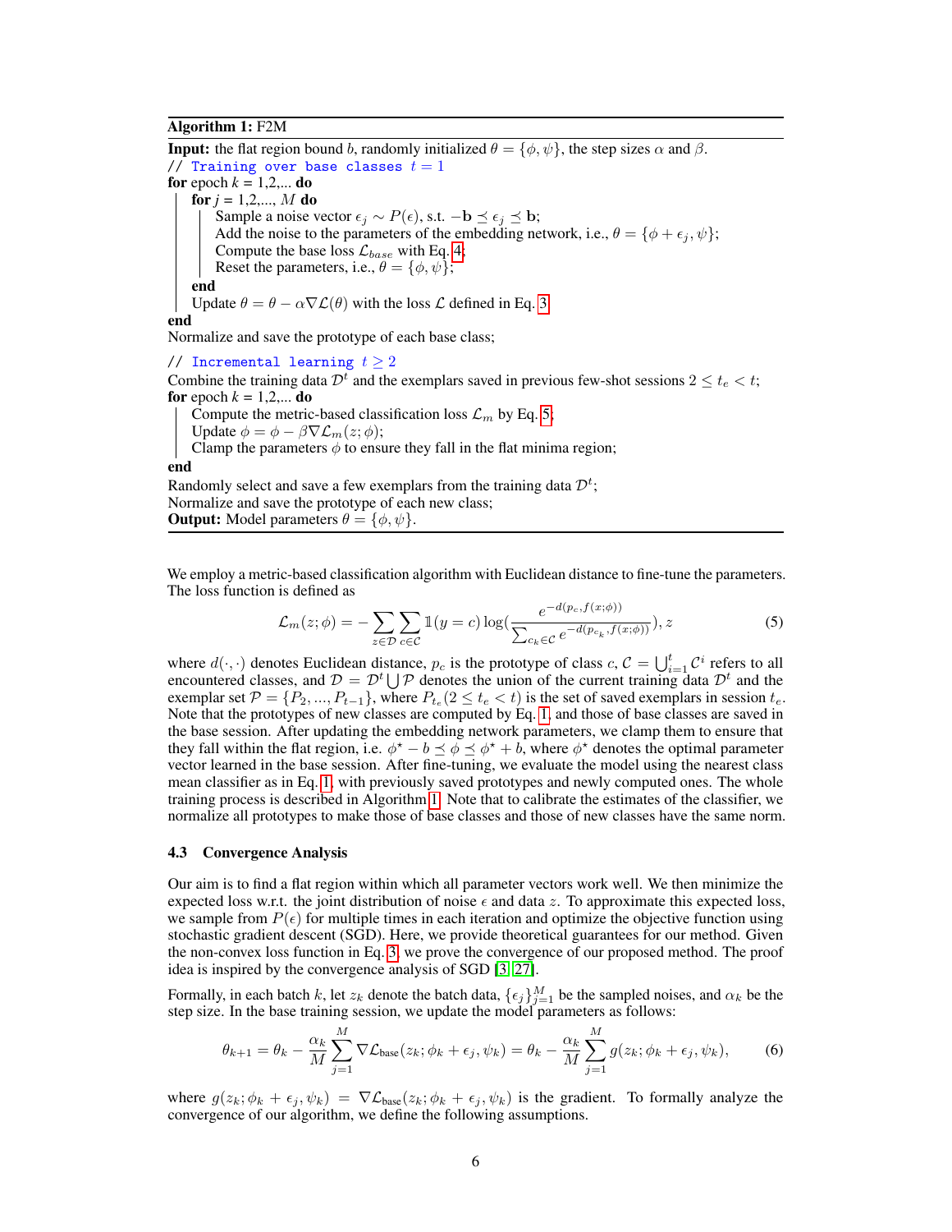**Algorithm 1:** F2M

**Input:** the flat region bound $b$, randomly initialized $\theta = \{\phi, \psi\}$, the step sizes $\alpha$ and $\beta$.

```
// Training over base classes t = 1
for epoch k = 1,2,... do
    for j = 1,2,..., M do
        Sample a noise vector ε_j ~ P(ε), s.t. -b ⪯ ε_j ⪯ b;
        Add the noise to the parameters of the embedding network, i.e., θ = {φ + ε_j, ψ};
        Compute the base loss L_base with Eq. 4;
        Reset the parameters, i.e., θ = {φ, ψ};
    end
    Update θ = θ - α∇L(θ) with the loss L defined in Eq. 3
end
Normalize and save the prototype of each base class;
// Incremental learning t ≥ 2
Combine the training data D^t and the exemplars saved in previous few-shot sessions 2 ≤ t_e < t;
for epoch k = 1,2,... do
    Compute the metric-based classification loss L_m by Eq. 5;
    Update φ = φ - β∇L_m(z; φ);
    Clamp the parameters φ to ensure they fall in the flat minima region;
end
Randomly select and save a few exemplars from the training data D^t;
Normalize and save the prototype of each new class;
```

**Output:** Model parameters $\theta = \{\phi, \psi\}$.

We employ a metric-based classification algorithm with Euclidean distance to fine-tune the parameters. The loss function is defined as

$$\mathcal{L}_m(z; \phi) = -\sum_{z \in \mathcal{D}} \sum_{c \in \mathcal{C}} \mathbb{1}(y = c) \log\left(\frac{e^{-d(p_c, f(x;\phi))}}{\sum_{c_k \in \mathcal{C}} e^{-d(p_{c_k}, f(x;\phi))}}\right), z \tag{5}$$

where $d(\cdot, \cdot)$ denotes Euclidean distance, $p_c$ is the prototype of class $c$, $\mathcal{C} = \bigcup_{i=1}^{t} \mathcal{C}^i$ refers to all encountered classes, and $\mathcal{D} = \mathcal{D}^t \bigcup \mathcal{P}$ denotes the union of the current training data $\mathcal{D}^t$ and the exemplar set $\mathcal{P} = \{P_2, ..., P_{t-1}\}$, where $P_{t_e} (2 \leq t_e < t)$ is the set of saved exemplars in session $t_e$. Note that the prototypes of new classes are computed by Eq. 1, and those of base classes are saved in the base session. After updating the embedding network parameters, we clamp them to ensure that they fall within the flat region, i.e. $\phi^\star - b \preceq \phi \preceq \phi^\star + b$, where $\phi^\star$ denotes the optimal parameter vector learned in the base session. After fine-tuning, we evaluate the model using the nearest class mean classifier as in Eq. 1, with previously saved prototypes and newly computed ones. The whole training process is described in Algorithm 1. Note that to calibrate the estimates of the classifier, we normalize all prototypes to make those of base classes and those of new classes have the same norm.

### 4.3 Convergence Analysis

Our aim is to find a flat region within which all parameter vectors work well. We then minimize the expected loss w.r.t. the joint distribution of noise $\epsilon$ and data $z$. To approximate this expected loss, we sample from $P(\epsilon)$ for multiple times in each iteration and optimize the objective function using stochastic gradient descent (SGD). Here, we provide theoretical guarantees for our method. Given the non-convex loss function in Eq. 3, we prove the convergence of our proposed method. The proof idea is inspired by the convergence analysis of SGD [3, 27].

Formally, in each batch $k$, let $z_k$ denote the batch data, $\{\epsilon_j\}_{j=1}^{M}$ be the sampled noises, and $\alpha_k$ be the step size. In the base training session, we update the model parameters as follows:

$$\theta_{k+1} = \theta_k - \frac{\alpha_k}{M} \sum_{j=1}^{M} \nabla \mathcal{L}_{\text{base}}(z_k; \phi_k + \epsilon_j, \psi_k) = \theta_k - \frac{\alpha_k}{M} \sum_{j=1}^{M} g(z_k; \phi_k + \epsilon_j, \psi_k), \tag{6}$$

where $g(z_k; \phi_k + \epsilon_j, \psi_k) = \nabla \mathcal{L}_{\text{base}}(z_k; \phi_k + \epsilon_j, \psi_k)$ is the gradient. To formally analyze the convergence of our algorithm, we define the following assumptions.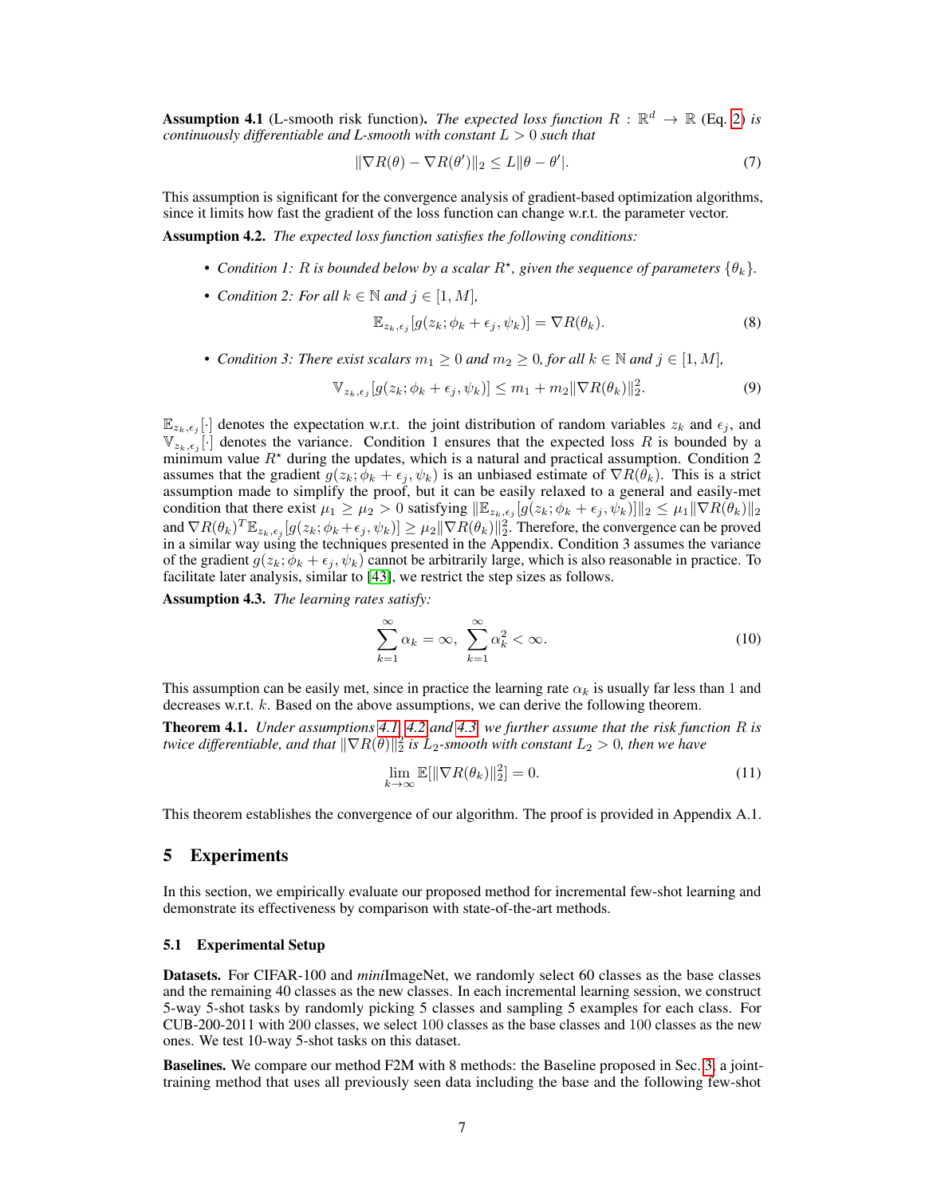**Assumption 4.1** (L-smooth risk function)**.** *The expected loss function $R : \mathbb{R}^d \to \mathbb{R}$ (Eq. 2) is continuously differentiable and L-smooth with constant $L > 0$ such that*

$$\|\nabla R(\theta) - \nabla R(\theta')\|_2 \leq L\|\theta - \theta'|. \tag{7}$$

This assumption is significant for the convergence analysis of gradient-based optimization algorithms, since it limits how fast the gradient of the loss function can change w.r.t. the parameter vector.

**Assumption 4.2.** *The expected loss function satisfies the following conditions:*

- *Condition 1: $R$ is bounded below by a scalar $R^\star$, given the sequence of parameters $\{\theta_k\}$.*
- *Condition 2: For all $k \in \mathbb{N}$ and $j \in [1, M]$,*

$$\mathbb{E}_{z_k,\epsilon_j}[g(z_k; \phi_k + \epsilon_j, \psi_k)] = \nabla R(\theta_k). \tag{8}$$

- *Condition 3: There exist scalars $m_1 \geq 0$ and $m_2 \geq 0$, for all $k \in \mathbb{N}$ and $j \in [1, M]$,*

$$\mathbb{V}_{z_k,\epsilon_j}[g(z_k; \phi_k + \epsilon_j, \psi_k)] \leq m_1 + m_2\|\nabla R(\theta_k)\|_2^2. \tag{9}$$

$\mathbb{E}_{z_k,\epsilon_j}[\cdot]$ denotes the expectation w.r.t. the joint distribution of random variables $z_k$ and $\epsilon_j$, and $\mathbb{V}_{z_k,\epsilon_j}[\cdot]$ denotes the variance. Condition 1 ensures that the expected loss $R$ is bounded by a minimum value $R^\star$ during the updates, which is a natural and practical assumption. Condition 2 assumes that the gradient $g(z_k; \phi_k + \epsilon_j, \psi_k)$ is an unbiased estimate of $\nabla R(\theta_k)$. This is a strict assumption made to simplify the proof, but it can be easily relaxed to a general and easily-met condition that there exist $\mu_1 \geq \mu_2 > 0$ satisfying $\|\mathbb{E}_{z_k,\epsilon_j}[g(z_k; \phi_k + \epsilon_j, \psi_k)]\|_2 \leq \mu_1\|\nabla R(\theta_k)\|_2$ and $\nabla R(\theta_k)^T\mathbb{E}_{z_k,\epsilon_j}[g(z_k; \phi_k + \epsilon_j, \psi_k)] \geq \mu_2\|\nabla R(\theta_k)\|_2^2$. Therefore, the convergence can be proved in a similar way using the techniques presented in the Appendix. Condition 3 assumes the variance of the gradient $g(z_k; \phi_k + \epsilon_j, \psi_k)$ cannot be arbitrarily large, which is also reasonable in practice. To facilitate later analysis, similar to [43], we restrict the step sizes as follows.

**Assumption 4.3.** *The learning rates satisfy:*

$$\sum_{k=1}^{\infty} \alpha_k = \infty, \ \sum_{k=1}^{\infty} \alpha_k^2 < \infty. \tag{10}$$

This assumption can be easily met, since in practice the learning rate $\alpha_k$ is usually far less than 1 and decreases w.r.t. $k$. Based on the above assumptions, we can derive the following theorem.

**Theorem 4.1.** *Under assumptions 4.1, 4.2 and 4.3, we further assume that the risk function $R$ is twice differentiable, and that $\|\nabla R(\theta)\|_2^2$ is $L_2$-smooth with constant $L_2 > 0$, then we have*

$$\lim_{k\to\infty} \mathbb{E}[\|\nabla R(\theta_k)\|_2^2] = 0. \tag{11}$$

This theorem establishes the convergence of our algorithm. The proof is provided in Appendix A.1.

## 5 Experiments

In this section, we empirically evaluate our proposed method for incremental few-shot learning and demonstrate its effectiveness by comparison with state-of-the-art methods.

### 5.1 Experimental Setup

**Datasets.** For CIFAR-100 and *mini*ImageNet, we randomly select 60 classes as the base classes and the remaining 40 classes as the new classes. In each incremental learning session, we construct 5-way 5-shot tasks by randomly picking 5 classes and sampling 5 examples for each class. For CUB-200-2011 with 200 classes, we select 100 classes as the base classes and 100 classes as the new ones. We test 10-way 5-shot tasks on this dataset.

**Baselines.** We compare our method F2M with 8 methods: the Baseline proposed in Sec. 3, a joint-training method that uses all previously seen data including the base and the following few-shot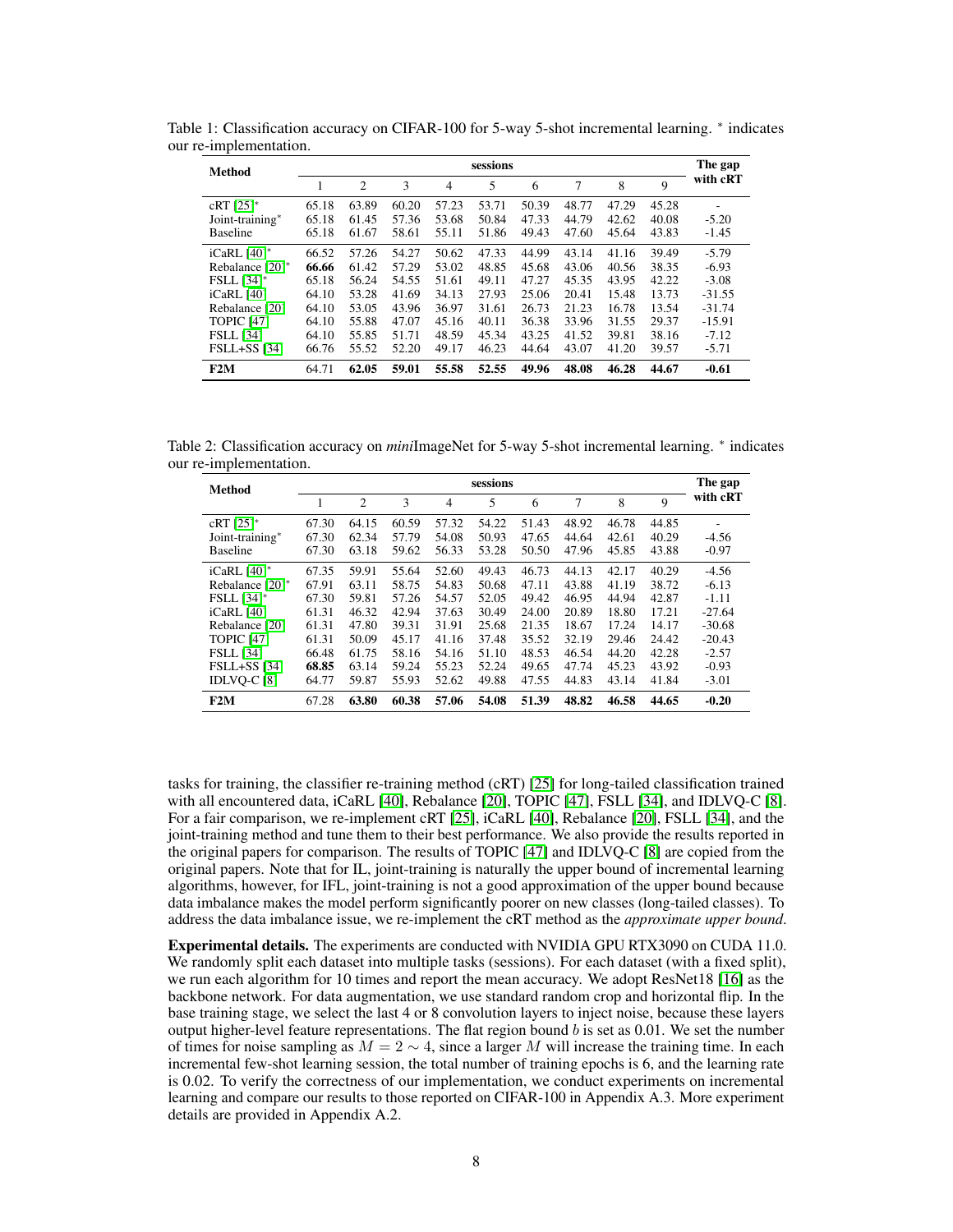Table 1: Classification accuracy on CIFAR-100 for 5-way 5-shot incremental learning. * indicates our re-implementation.

| Method | sessions | | | | | | | | | The gap with cRT |
|---|---|---|---|---|---|---|---|---|---|---|
| | 1 | 2 | 3 | 4 | 5 | 6 | 7 | 8 | 9 | |
| cRT [25]* | 65.18 | 63.89 | 60.20 | 57.23 | 53.71 | 50.39 | 48.77 | 47.29 | 45.28 | - |
| Joint-training* | 65.18 | 61.45 | 57.36 | 53.68 | 50.84 | 47.33 | 44.79 | 42.62 | 40.08 | -5.20 |
| Baseline | 65.18 | 61.67 | 58.61 | 55.11 | 51.86 | 49.43 | 47.60 | 45.64 | 43.83 | -1.45 |
| iCaRL [40]* | 66.52 | 57.26 | 54.27 | 50.62 | 47.33 | 44.99 | 43.14 | 41.16 | 39.49 | -5.79 |
| Rebalance [20]* | **66.66** | 61.42 | 57.29 | 53.02 | 48.85 | 45.68 | 43.06 | 40.56 | 38.35 | -6.93 |
| FSLL [34]* | 65.18 | 56.24 | 54.55 | 51.61 | 49.11 | 47.27 | 45.35 | 43.95 | 42.22 | -3.08 |
| iCaRL [40] | 64.10 | 53.28 | 41.69 | 34.13 | 27.93 | 25.06 | 20.41 | 15.48 | 13.73 | -31.55 |
| Rebalance [20] | 64.10 | 53.05 | 43.96 | 36.97 | 31.61 | 26.73 | 21.23 | 16.78 | 13.54 | -31.74 |
| TOPIC [47] | 64.10 | 55.88 | 47.07 | 45.16 | 40.11 | 36.38 | 33.96 | 31.55 | 29.37 | -15.91 |
| FSLL [34] | 64.10 | 55.85 | 51.71 | 48.59 | 45.34 | 43.25 | 41.52 | 39.81 | 38.16 | -7.12 |
| FSLL+SS [34] | 66.76 | 55.52 | 52.20 | 49.17 | 46.23 | 44.64 | 43.07 | 41.20 | 39.57 | -5.71 |
| **F2M** | 64.71 | **62.05** | **59.01** | **55.58** | **52.55** | **49.96** | **48.08** | **46.28** | **44.67** | **-0.61** |

Table 2: Classification accuracy on *mini*ImageNet for 5-way 5-shot incremental learning. * indicates our re-implementation.

| Method | sessions | | | | | | | | | The gap with cRT |
|---|---|---|---|---|---|---|---|---|---|---|
| | 1 | 2 | 3 | 4 | 5 | 6 | 7 | 8 | 9 | |
| cRT [25]* | 67.30 | 64.15 | 60.59 | 57.32 | 54.22 | 51.43 | 48.92 | 46.78 | 44.85 | - |
| Joint-training* | 67.30 | 62.34 | 57.79 | 54.08 | 50.93 | 47.65 | 44.64 | 42.61 | 40.29 | -4.56 |
| Baseline | 67.30 | 63.18 | 59.62 | 56.33 | 53.28 | 50.50 | 47.96 | 45.85 | 43.88 | -0.97 |
| iCaRL [40]* | 67.35 | 59.91 | 55.64 | 52.60 | 49.43 | 46.73 | 44.13 | 42.17 | 40.29 | -4.56 |
| Rebalance [20]* | 67.91 | 63.11 | 58.75 | 54.83 | 50.68 | 47.11 | 43.88 | 41.19 | 38.72 | -6.13 |
| FSLL [34]* | 67.30 | 59.81 | 57.26 | 54.57 | 52.05 | 49.42 | 46.95 | 44.94 | 42.87 | -1.11 |
| iCaRL [40] | 61.31 | 46.32 | 42.94 | 37.63 | 30.49 | 24.00 | 20.89 | 18.80 | 17.21 | -27.64 |
| Rebalance [20] | 61.31 | 47.80 | 39.31 | 31.91 | 25.68 | 21.35 | 18.67 | 17.24 | 14.17 | -30.68 |
| TOPIC [47] | 61.31 | 50.09 | 45.17 | 41.16 | 37.48 | 35.52 | 32.19 | 29.46 | 24.42 | -20.43 |
| FSLL [34] | 66.48 | 61.75 | 58.16 | 54.16 | 51.10 | 48.53 | 46.54 | 44.20 | 42.28 | -2.57 |
| FSLL+SS [34] | **68.85** | 63.14 | 59.24 | 55.23 | 52.24 | 49.65 | 47.74 | 45.23 | 43.92 | -0.93 |
| IDLVQ-C [8] | 64.77 | 59.87 | 55.93 | 52.62 | 49.88 | 47.55 | 44.83 | 43.14 | 41.84 | -3.01 |
| **F2M** | 67.28 | **63.80** | **60.38** | **57.06** | **54.08** | **51.39** | **48.82** | **46.58** | **44.65** | **-0.20** |

tasks for training, the classifier re-training method (cRT) [25] for long-tailed classification trained with all encountered data, iCaRL [40], Rebalance [20], TOPIC [47], FSLL [34], and IDLVQ-C [8]. For a fair comparison, we re-implement cRT [25], iCaRL [40], Rebalance [20], FSLL [34], and the joint-training method and tune them to their best performance. We also provide the results reported in the original papers for comparison. The results of TOPIC [47] and IDLVQ-C [8] are copied from the original papers. Note that for IL, joint-training is naturally the upper bound of incremental learning algorithms, however, for IFL, joint-training is not a good approximation of the upper bound because data imbalance makes the model perform significantly poorer on new classes (long-tailed classes). To address the data imbalance issue, we re-implement the cRT method as the *approximate upper bound*.

**Experimental details.** The experiments are conducted with NVIDIA GPU RTX3090 on CUDA 11.0. We randomly split each dataset into multiple tasks (sessions). For each dataset (with a fixed split), we run each algorithm for 10 times and report the mean accuracy. We adopt ResNet18 [16] as the backbone network. For data augmentation, we use standard random crop and horizontal flip. In the base training stage, we select the last 4 or 8 convolution layers to inject noise, because these layers output higher-level feature representations. The flat region bound $b$ is set as 0.01. We set the number of times for noise sampling as $M = 2 \sim 4$, since a larger $M$ will increase the training time. In each incremental few-shot learning session, the total number of training epochs is 6, and the learning rate is 0.02. To verify the correctness of our implementation, we conduct experiments on incremental learning and compare our results to those reported on CIFAR-100 in Appendix A.3. More experiment details are provided in Appendix A.2.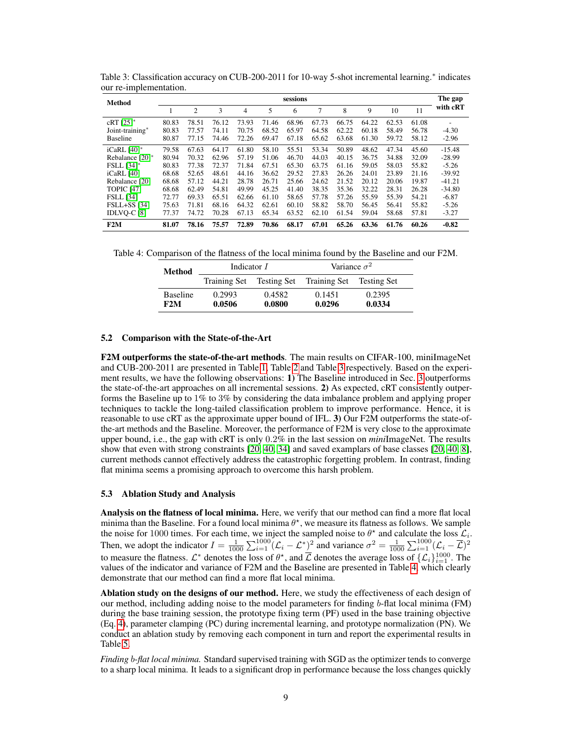Table 3: Classification accuracy on CUB-200-2011 for 10-way 5-shot incremental learning.* indicates our re-implementation.

| Method | sessions | | | | | | | | | | | The gap with cRT |
|---|---|---|---|---|---|---|---|---|---|---|---|---|
| | 1 | 2 | 3 | 4 | 5 | 6 | 7 | 8 | 9 | 10 | 11 | |
| cRT [25]* | 80.83 | 78.51 | 76.12 | 73.93 | 71.46 | 68.96 | 67.73 | 66.75 | 64.22 | 62.53 | 61.08 | - |
| Joint-training* | 80.83 | 77.57 | 74.11 | 70.75 | 68.52 | 65.97 | 64.58 | 62.22 | 60.18 | 58.49 | 56.78 | -4.30 |
| Baseline | 80.87 | 77.15 | 74.46 | 72.26 | 69.47 | 67.18 | 65.62 | 63.68 | 61.30 | 59.72 | 58.12 | -2.96 |
| iCaRL [40]* | 79.58 | 67.63 | 64.17 | 61.80 | 58.10 | 55.51 | 53.34 | 50.89 | 48.62 | 47.34 | 45.60 | -15.48 |
| Rebalance [20]* | 80.94 | 70.32 | 62.96 | 57.19 | 51.06 | 46.70 | 44.03 | 40.15 | 36.75 | 34.88 | 32.09 | -28.99 |
| FSLL [34]* | 80.83 | 77.38 | 72.37 | 71.84 | 67.51 | 65.30 | 63.75 | 61.16 | 59.05 | 58.03 | 55.82 | -5.26 |
| iCaRL [40] | 68.68 | 52.65 | 48.61 | 44.16 | 36.62 | 29.52 | 27.83 | 26.26 | 24.01 | 23.89 | 21.16 | -39.92 |
| Rebalance [20] | 68.68 | 57.12 | 44.21 | 28.78 | 26.71 | 25.66 | 24.62 | 21.52 | 20.12 | 20.06 | 19.87 | -41.21 |
| TOPIC [47] | 68.68 | 62.49 | 54.81 | 49.99 | 45.25 | 41.40 | 38.35 | 35.36 | 32.22 | 28.31 | 26.28 | -34.80 |
| FSLL [34] | 72.77 | 69.33 | 65.51 | 62.66 | 61.10 | 58.65 | 57.78 | 57.26 | 55.59 | 55.39 | 54.21 | -6.87 |
| FSLL+SS [34] | 75.63 | 71.81 | 68.16 | 64.32 | 62.61 | 60.10 | 58.82 | 58.70 | 56.45 | 56.41 | 55.82 | -5.26 |
| IDLVQ-C [8] | 77.37 | 74.72 | 70.28 | 67.13 | 65.34 | 63.52 | 62.10 | 61.54 | 59.04 | 58.68 | 57.81 | -3.27 |
| **F2M** | **81.07** | **78.16** | **75.57** | **72.89** | **70.86** | **68.17** | **67.01** | **65.26** | **63.36** | **61.76** | **60.26** | **-0.82** |

Table 4: Comparison of the flatness of the local minima found by the Baseline and our F2M.

| Method | Indicator $I$ | | Variance $\sigma^2$ | |
|---|---|---|---|---|
| | Training Set | Testing Set | Training Set | Testing Set |
| Baseline | 0.2993 | 0.4582 | 0.1451 | 0.2395 |
| **F2M** | **0.0506** | **0.0800** | **0.0296** | **0.0334** |

### 5.2 Comparison with the State-of-the-Art

**F2M outperforms the state-of-the-art methods**. The main results on CIFAR-100, miniImageNet and CUB-200-2011 are presented in Table 1, Table 2 and Table 3 respectively. Based on the experiment results, we have the following observations: **1)** The Baseline introduced in Sec. 3 outperforms the state-of-the-art approaches on all incremental sessions. **2)** As expected, cRT consistently outperforms the Baseline up to 1% to 3% by considering the data imbalance problem and applying proper techniques to tackle the long-tailed classification problem to improve performance. Hence, it is reasonable to use cRT as the approximate upper bound of IFL. **3)** Our F2M outperforms the state-of-the-art methods and the Baseline. Moreover, the performance of F2M is very close to the approximate upper bound, i.e., the gap with cRT is only 0.2% in the last session on *mini*ImageNet. The results show that even with strong constraints [20, 40, 34] and saved examplars of base classes [20, 40, 8], current methods cannot effectively address the catastrophic forgetting problem. In contrast, finding flat minima seems a promising approach to overcome this harsh problem.

### 5.3 Ablation Study and Analysis

**Analysis on the flatness of local minima.** Here, we verify that our method can find a more flat local minima than the Baseline. For a found local minima $\theta^\star$, we measure its flatness as follows. We sample the noise for 1000 times. For each time, we inject the sampled noise to $\theta^\star$ and calculate the loss $\mathcal{L}_i$. Then, we adopt the indicator $I = \frac{1}{1000}\sum_{i=1}^{1000}(\mathcal{L}_i - \mathcal{L}^*)^2$ and variance $\sigma^2 = \frac{1}{1000}\sum_{i=1}^{1000}(\mathcal{L}_i - \overline{\mathcal{L}})^2$ to measure the flatness. $\mathcal{L}^*$ denotes the loss of $\theta^\star$, and $\overline{\mathcal{L}}$ denotes the average loss of $\{\mathcal{L}_i\}_{i=1}^{1000}$. The values of the indicator and variance of F2M and the Baseline are presented in Table 4, which clearly demonstrate that our method can find a more flat local minima.

**Ablation study on the designs of our method.** Here, we study the effectiveness of each design of our method, including adding noise to the model parameters for finding $b$-flat local minima (FM) during the base training session, the prototype fixing term (PF) used in the base training objective (Eq. 4), parameter clamping (PC) during incremental learning, and prototype normalization (PN). We conduct an ablation study by removing each component in turn and report the experimental results in Table 5.

*Finding $b$-flat local minima.* Standard supervised training with SGD as the optimizer tends to converge to a sharp local minima. It leads to a significant drop in performance because the loss changes quickly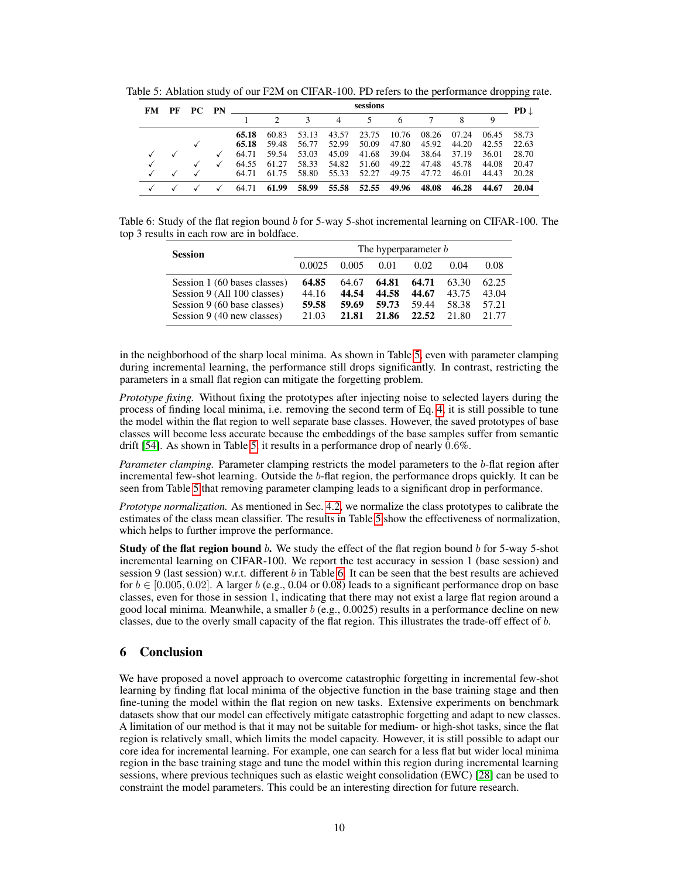Table 5: Ablation study of our F2M on CIFAR-100. PD refers to the performance dropping rate.

| FM | PF | PC | PN | sessions | | | | | | | | | PD ↓ |
|---|---|---|---|---|---|---|---|---|---|---|---|---|---|
| | | | | 1 | 2 | 3 | 4 | 5 | 6 | 7 | 8 | 9 | |
| | | | | **65.18** | 60.83 | 53.13 | 43.57 | 23.75 | 10.76 | 08.26 | 07.24 | 06.45 | 58.73 |
| | | ✓ | | **65.18** | 59.48 | 56.77 | 52.99 | 50.09 | 47.80 | 45.92 | 44.20 | 42.55 | 22.63 |
| ✓ | ✓ | | ✓ | 64.71 | 59.54 | 53.03 | 45.09 | 41.68 | 39.04 | 38.64 | 37.19 | 36.01 | 28.70 |
| ✓ | | ✓ | ✓ | 64.55 | 61.27 | 58.33 | 54.82 | 51.60 | 49.22 | 47.48 | 45.78 | 44.08 | 20.47 |
| ✓ | ✓ | ✓ | | 64.71 | 61.75 | 58.80 | 55.33 | 52.27 | 49.75 | 47.72 | 46.01 | 44.43 | 20.28 |
| ✓ | ✓ | ✓ | ✓ | 64.71 | **61.99** | **58.99** | **55.58** | **52.55** | **49.96** | **48.08** | **46.28** | **44.67** | **20.04** |

Table 6: Study of the flat region bound $b$ for 5-way 5-shot incremental learning on CIFAR-100. The top 3 results in each row are in boldface.

| Session | The hyperparameter $b$ | | | | | |
|---|---|---|---|---|---|---|
| | 0.0025 | 0.005 | 0.01 | 0.02 | 0.04 | 0.08 |
| Session 1 (60 bases classes) | **64.85** | 64.67 | **64.81** | **64.71** | 63.30 | 62.25 |
| Session 9 (All 100 classes) | 44.16 | **44.54** | **44.58** | **44.67** | 43.75 | 43.04 |
| Session 9 (60 base classes) | **59.58** | **59.69** | **59.73** | 59.44 | 58.38 | 57.21 |
| Session 9 (40 new classes) | 21.03 | **21.81** | **21.86** | **22.52** | 21.80 | 21.77 |

in the neighborhood of the sharp local minima. As shown in Table 5, even with parameter clamping during incremental learning, the performance still drops significantly. In contrast, restricting the parameters in a small flat region can mitigate the forgetting problem.

*Prototype fixing.* Without fixing the prototypes after injecting noise to selected layers during the process of finding local minima, i.e. removing the second term of Eq. 4, it is still possible to tune the model within the flat region to well separate base classes. However, the saved prototypes of base classes will become less accurate because the embeddings of the base samples suffer from semantic drift [54]. As shown in Table 5, it results in a performance drop of nearly 0.6%.

*Parameter clamping.* Parameter clamping restricts the model parameters to the $b$-flat region after incremental few-shot learning. Outside the $b$-flat region, the performance drops quickly. It can be seen from Table 5 that removing parameter clamping leads to a significant drop in performance.

*Prototype normalization.* As mentioned in Sec. 4.2, we normalize the class prototypes to calibrate the estimates of the class mean classifier. The results in Table 5 show the effectiveness of normalization, which helps to further improve the performance.

**Study of the flat region bound $b$.** We study the effect of the flat region bound $b$ for 5-way 5-shot incremental learning on CIFAR-100. We report the test accuracy in session 1 (base session) and session 9 (last session) w.r.t. different $b$ in Table 6. It can be seen that the best results are achieved for $b \in [0.005, 0.02]$. A larger $b$ (e.g., 0.04 or 0.08) leads to a significant performance drop on base classes, even for those in session 1, indicating that there may not exist a large flat region around a good local minima. Meanwhile, a smaller $b$ (e.g., 0.0025) results in a performance decline on new classes, due to the overly small capacity of the flat region. This illustrates the trade-off effect of $b$.

## 6 Conclusion

We have proposed a novel approach to overcome catastrophic forgetting in incremental few-shot learning by finding flat local minima of the objective function in the base training stage and then fine-tuning the model within the flat region on new tasks. Extensive experiments on benchmark datasets show that our model can effectively mitigate catastrophic forgetting and adapt to new classes. A limitation of our method is that it may not be suitable for medium- or high-shot tasks, since the flat region is relatively small, which limits the model capacity. However, it is still possible to adapt our core idea for incremental learning. For example, one can search for a less flat but wider local minima region in the base training stage and tune the model within this region during incremental learning sessions, where previous techniques such as elastic weight consolidation (EWC) [28] can be used to constraint the model parameters. This could be an interesting direction for future research.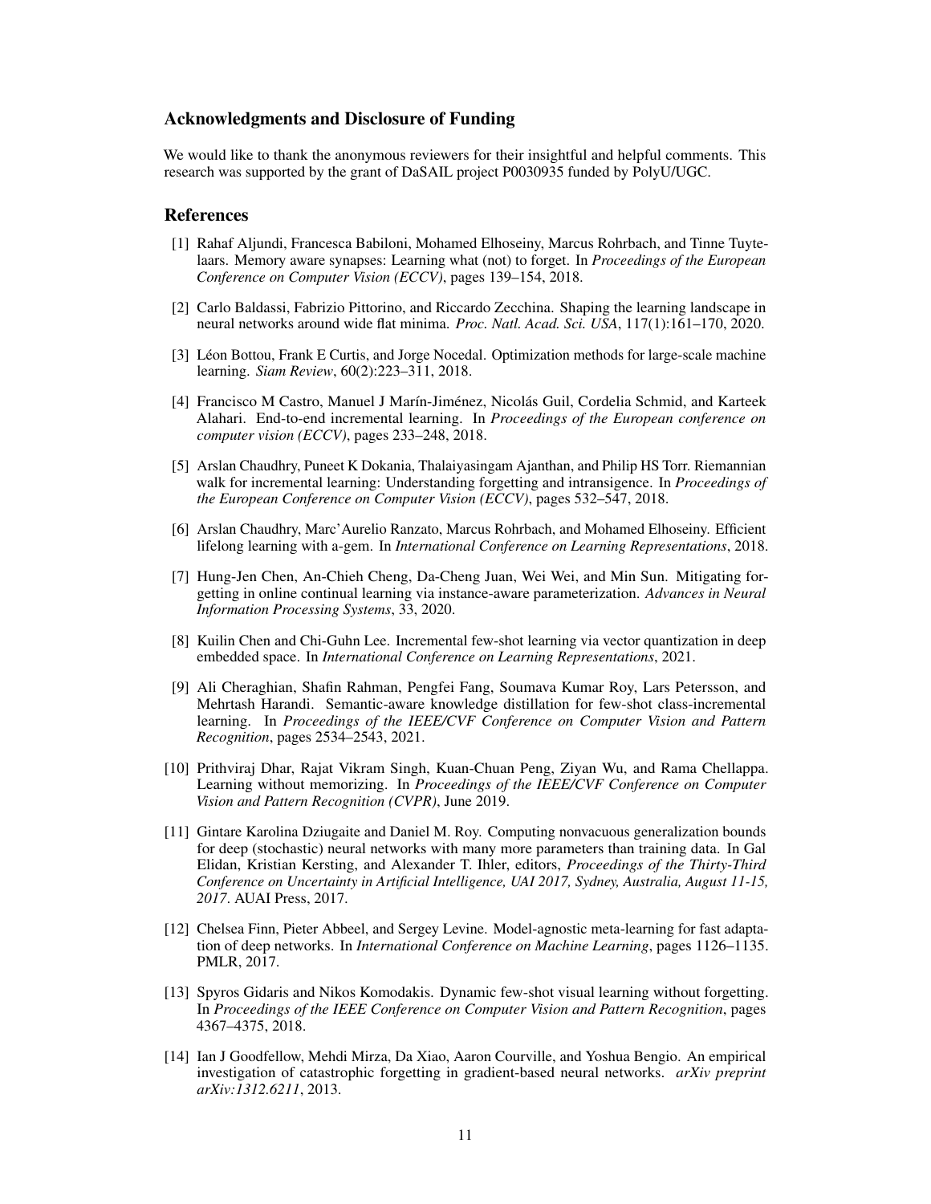## Acknowledgments and Disclosure of Funding

We would like to thank the anonymous reviewers for their insightful and helpful comments. This research was supported by the grant of DaSAIL project P0030935 funded by PolyU/UGC.

## References

[1] Rahaf Aljundi, Francesca Babiloni, Mohamed Elhoseiny, Marcus Rohrbach, and Tinne Tuytelaars. Memory aware synapses: Learning what (not) to forget. In *Proceedings of the European Conference on Computer Vision (ECCV)*, pages 139–154, 2018.

[2] Carlo Baldassi, Fabrizio Pittorino, and Riccardo Zecchina. Shaping the learning landscape in neural networks around wide flat minima. *Proc. Natl. Acad. Sci. USA*, 117(1):161–170, 2020.

[3] Léon Bottou, Frank E Curtis, and Jorge Nocedal. Optimization methods for large-scale machine learning. *Siam Review*, 60(2):223–311, 2018.

[4] Francisco M Castro, Manuel J Marín-Jiménez, Nicolás Guil, Cordelia Schmid, and Karteek Alahari. End-to-end incremental learning. In *Proceedings of the European conference on computer vision (ECCV)*, pages 233–248, 2018.

[5] Arslan Chaudhry, Puneet K Dokania, Thalaiyasingam Ajanthan, and Philip HS Torr. Riemannian walk for incremental learning: Understanding forgetting and intransigence. In *Proceedings of the European Conference on Computer Vision (ECCV)*, pages 532–547, 2018.

[6] Arslan Chaudhry, Marc'Aurelio Ranzato, Marcus Rohrbach, and Mohamed Elhoseiny. Efficient lifelong learning with a-gem. In *International Conference on Learning Representations*, 2018.

[7] Hung-Jen Chen, An-Chieh Cheng, Da-Cheng Juan, Wei Wei, and Min Sun. Mitigating forgetting in online continual learning via instance-aware parameterization. *Advances in Neural Information Processing Systems*, 33, 2020.

[8] Kuilin Chen and Chi-Guhn Lee. Incremental few-shot learning via vector quantization in deep embedded space. In *International Conference on Learning Representations*, 2021.

[9] Ali Cheraghian, Shafin Rahman, Pengfei Fang, Soumava Kumar Roy, Lars Petersson, and Mehrtash Harandi. Semantic-aware knowledge distillation for few-shot class-incremental learning. In *Proceedings of the IEEE/CVF Conference on Computer Vision and Pattern Recognition*, pages 2534–2543, 2021.

[10] Prithviraj Dhar, Rajat Vikram Singh, Kuan-Chuan Peng, Ziyan Wu, and Rama Chellappa. Learning without memorizing. In *Proceedings of the IEEE/CVF Conference on Computer Vision and Pattern Recognition (CVPR)*, June 2019.

[11] Gintare Karolina Dziugaite and Daniel M. Roy. Computing nonvacuous generalization bounds for deep (stochastic) neural networks with many more parameters than training data. In Gal Elidan, Kristian Kersting, and Alexander T. Ihler, editors, *Proceedings of the Thirty-Third Conference on Uncertainty in Artificial Intelligence, UAI 2017, Sydney, Australia, August 11-15, 2017*. AUAI Press, 2017.

[12] Chelsea Finn, Pieter Abbeel, and Sergey Levine. Model-agnostic meta-learning for fast adaptation of deep networks. In *International Conference on Machine Learning*, pages 1126–1135. PMLR, 2017.

[13] Spyros Gidaris and Nikos Komodakis. Dynamic few-shot visual learning without forgetting. In *Proceedings of the IEEE Conference on Computer Vision and Pattern Recognition*, pages 4367–4375, 2018.

[14] Ian J Goodfellow, Mehdi Mirza, Da Xiao, Aaron Courville, and Yoshua Bengio. An empirical investigation of catastrophic forgetting in gradient-based neural networks. *arXiv preprint arXiv:1312.6211*, 2013.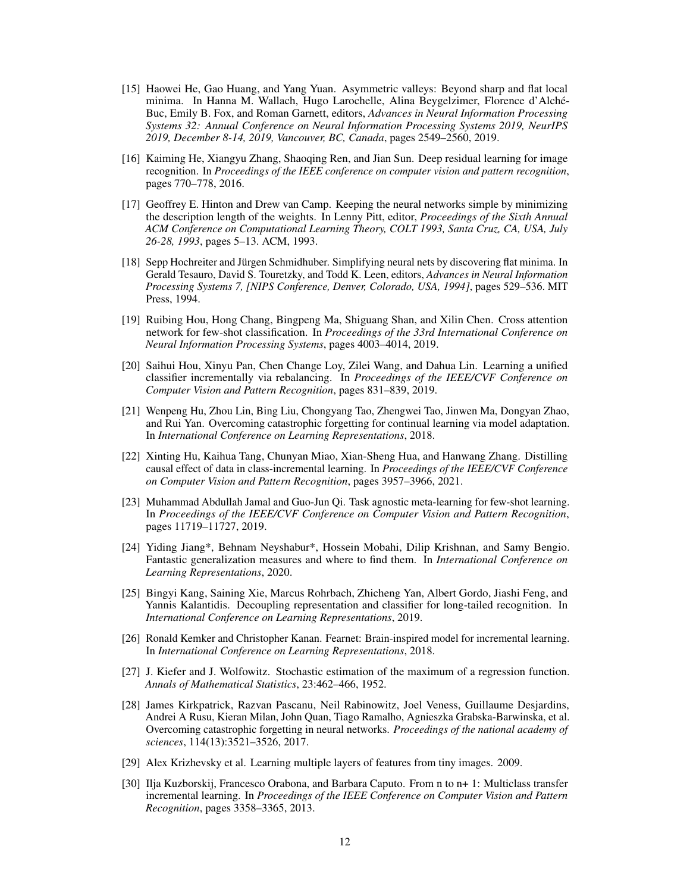[15] Haowei He, Gao Huang, and Yang Yuan. Asymmetric valleys: Beyond sharp and flat local minima. In Hanna M. Wallach, Hugo Larochelle, Alina Beygelzimer, Florence d'Alché-Buc, Emily B. Fox, and Roman Garnett, editors, *Advances in Neural Information Processing Systems 32: Annual Conference on Neural Information Processing Systems 2019, NeurIPS 2019, December 8-14, 2019, Vancouver, BC, Canada*, pages 2549–2560, 2019.

[16] Kaiming He, Xiangyu Zhang, Shaoqing Ren, and Jian Sun. Deep residual learning for image recognition. In *Proceedings of the IEEE conference on computer vision and pattern recognition*, pages 770–778, 2016.

[17] Geoffrey E. Hinton and Drew van Camp. Keeping the neural networks simple by minimizing the description length of the weights. In Lenny Pitt, editor, *Proceedings of the Sixth Annual ACM Conference on Computational Learning Theory, COLT 1993, Santa Cruz, CA, USA, July 26-28, 1993*, pages 5–13. ACM, 1993.

[18] Sepp Hochreiter and Jürgen Schmidhuber. Simplifying neural nets by discovering flat minima. In Gerald Tesauro, David S. Touretzky, and Todd K. Leen, editors, *Advances in Neural Information Processing Systems 7, [NIPS Conference, Denver, Colorado, USA, 1994]*, pages 529–536. MIT Press, 1994.

[19] Ruibing Hou, Hong Chang, Bingpeng Ma, Shiguang Shan, and Xilin Chen. Cross attention network for few-shot classification. In *Proceedings of the 33rd International Conference on Neural Information Processing Systems*, pages 4003–4014, 2019.

[20] Saihui Hou, Xinyu Pan, Chen Change Loy, Zilei Wang, and Dahua Lin. Learning a unified classifier incrementally via rebalancing. In *Proceedings of the IEEE/CVF Conference on Computer Vision and Pattern Recognition*, pages 831–839, 2019.

[21] Wenpeng Hu, Zhou Lin, Bing Liu, Chongyang Tao, Zhengwei Tao, Jinwen Ma, Dongyan Zhao, and Rui Yan. Overcoming catastrophic forgetting for continual learning via model adaptation. In *International Conference on Learning Representations*, 2018.

[22] Xinting Hu, Kaihua Tang, Chunyan Miao, Xian-Sheng Hua, and Hanwang Zhang. Distilling causal effect of data in class-incremental learning. In *Proceedings of the IEEE/CVF Conference on Computer Vision and Pattern Recognition*, pages 3957–3966, 2021.

[23] Muhammad Abdullah Jamal and Guo-Jun Qi. Task agnostic meta-learning for few-shot learning. In *Proceedings of the IEEE/CVF Conference on Computer Vision and Pattern Recognition*, pages 11719–11727, 2019.

[24] Yiding Jiang*, Behnam Neyshabur*, Hossein Mobahi, Dilip Krishnan, and Samy Bengio. Fantastic generalization measures and where to find them. In *International Conference on Learning Representations*, 2020.

[25] Bingyi Kang, Saining Xie, Marcus Rohrbach, Zhicheng Yan, Albert Gordo, Jiashi Feng, and Yannis Kalantidis. Decoupling representation and classifier for long-tailed recognition. In *International Conference on Learning Representations*, 2019.

[26] Ronald Kemker and Christopher Kanan. Fearnet: Brain-inspired model for incremental learning. In *International Conference on Learning Representations*, 2018.

[27] J. Kiefer and J. Wolfowitz. Stochastic estimation of the maximum of a regression function. *Annals of Mathematical Statistics*, 23:462–466, 1952.

[28] James Kirkpatrick, Razvan Pascanu, Neil Rabinowitz, Joel Veness, Guillaume Desjardins, Andrei A Rusu, Kieran Milan, John Quan, Tiago Ramalho, Agnieszka Grabska-Barwinska, et al. Overcoming catastrophic forgetting in neural networks. *Proceedings of the national academy of sciences*, 114(13):3521–3526, 2017.

[29] Alex Krizhevsky et al. Learning multiple layers of features from tiny images. 2009.

[30] Ilja Kuzborskij, Francesco Orabona, and Barbara Caputo. From n to n+ 1: Multiclass transfer incremental learning. In *Proceedings of the IEEE Conference on Computer Vision and Pattern Recognition*, pages 3358–3365, 2013.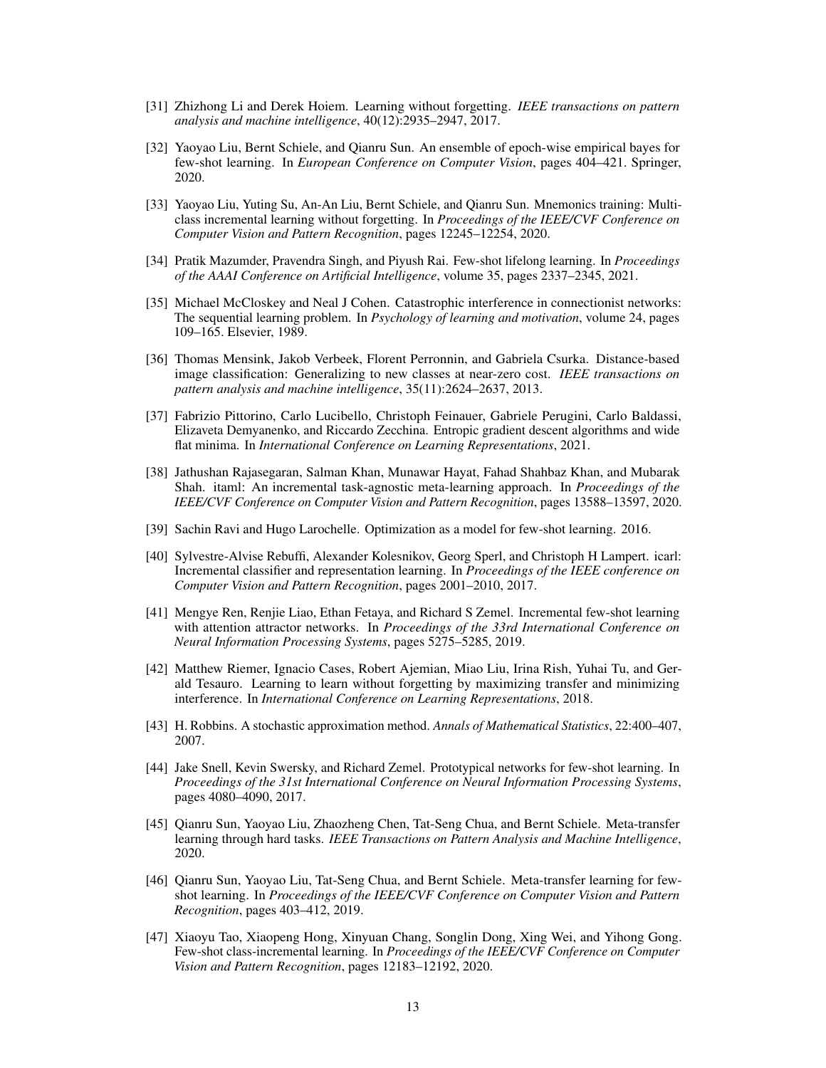[31] Zhizhong Li and Derek Hoiem. Learning without forgetting. *IEEE transactions on pattern analysis and machine intelligence*, 40(12):2935–2947, 2017.

[32] Yaoyao Liu, Bernt Schiele, and Qianru Sun. An ensemble of epoch-wise empirical bayes for few-shot learning. In *European Conference on Computer Vision*, pages 404–421. Springer, 2020.

[33] Yaoyao Liu, Yuting Su, An-An Liu, Bernt Schiele, and Qianru Sun. Mnemonics training: Multi-class incremental learning without forgetting. In *Proceedings of the IEEE/CVF Conference on Computer Vision and Pattern Recognition*, pages 12245–12254, 2020.

[34] Pratik Mazumder, Pravendra Singh, and Piyush Rai. Few-shot lifelong learning. In *Proceedings of the AAAI Conference on Artificial Intelligence*, volume 35, pages 2337–2345, 2021.

[35] Michael McCloskey and Neal J Cohen. Catastrophic interference in connectionist networks: The sequential learning problem. In *Psychology of learning and motivation*, volume 24, pages 109–165. Elsevier, 1989.

[36] Thomas Mensink, Jakob Verbeek, Florent Perronnin, and Gabriela Csurka. Distance-based image classification: Generalizing to new classes at near-zero cost. *IEEE transactions on pattern analysis and machine intelligence*, 35(11):2624–2637, 2013.

[37] Fabrizio Pittorino, Carlo Lucibello, Christoph Feinauer, Gabriele Perugini, Carlo Baldassi, Elizaveta Demyanenko, and Riccardo Zecchina. Entropic gradient descent algorithms and wide flat minima. In *International Conference on Learning Representations*, 2021.

[38] Jathushan Rajasegaran, Salman Khan, Munawar Hayat, Fahad Shahbaz Khan, and Mubarak Shah. itaml: An incremental task-agnostic meta-learning approach. In *Proceedings of the IEEE/CVF Conference on Computer Vision and Pattern Recognition*, pages 13588–13597, 2020.

[39] Sachin Ravi and Hugo Larochelle. Optimization as a model for few-shot learning. 2016.

[40] Sylvestre-Alvise Rebuffi, Alexander Kolesnikov, Georg Sperl, and Christoph H Lampert. icarl: Incremental classifier and representation learning. In *Proceedings of the IEEE conference on Computer Vision and Pattern Recognition*, pages 2001–2010, 2017.

[41] Mengye Ren, Renjie Liao, Ethan Fetaya, and Richard S Zemel. Incremental few-shot learning with attention attractor networks. In *Proceedings of the 33rd International Conference on Neural Information Processing Systems*, pages 5275–5285, 2019.

[42] Matthew Riemer, Ignacio Cases, Robert Ajemian, Miao Liu, Irina Rish, Yuhai Tu, and Gerald Tesauro. Learning to learn without forgetting by maximizing transfer and minimizing interference. In *International Conference on Learning Representations*, 2018.

[43] H. Robbins. A stochastic approximation method. *Annals of Mathematical Statistics*, 22:400–407, 2007.

[44] Jake Snell, Kevin Swersky, and Richard Zemel. Prototypical networks for few-shot learning. In *Proceedings of the 31st International Conference on Neural Information Processing Systems*, pages 4080–4090, 2017.

[45] Qianru Sun, Yaoyao Liu, Zhaozheng Chen, Tat-Seng Chua, and Bernt Schiele. Meta-transfer learning through hard tasks. *IEEE Transactions on Pattern Analysis and Machine Intelligence*, 2020.

[46] Qianru Sun, Yaoyao Liu, Tat-Seng Chua, and Bernt Schiele. Meta-transfer learning for few-shot learning. In *Proceedings of the IEEE/CVF Conference on Computer Vision and Pattern Recognition*, pages 403–412, 2019.

[47] Xiaoyu Tao, Xiaopeng Hong, Xinyuan Chang, Songlin Dong, Xing Wei, and Yihong Gong. Few-shot class-incremental learning. In *Proceedings of the IEEE/CVF Conference on Computer Vision and Pattern Recognition*, pages 12183–12192, 2020.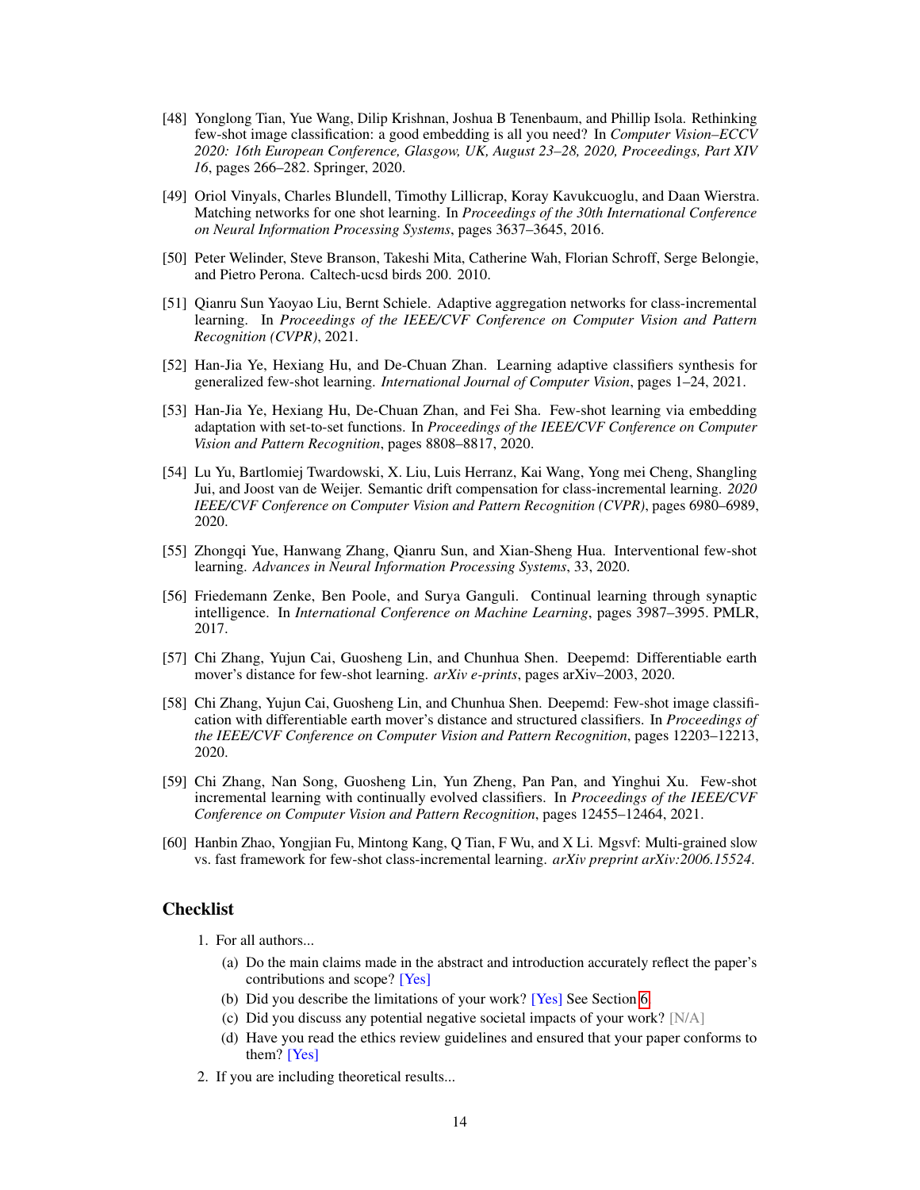[48] Yonglong Tian, Yue Wang, Dilip Krishnan, Joshua B Tenenbaum, and Phillip Isola. Rethinking few-shot image classification: a good embedding is all you need? In *Computer Vision–ECCV 2020: 16th European Conference, Glasgow, UK, August 23–28, 2020, Proceedings, Part XIV 16*, pages 266–282. Springer, 2020.

[49] Oriol Vinyals, Charles Blundell, Timothy Lillicrap, Koray Kavukcuoglu, and Daan Wierstra. Matching networks for one shot learning. In *Proceedings of the 30th International Conference on Neural Information Processing Systems*, pages 3637–3645, 2016.

[50] Peter Welinder, Steve Branson, Takeshi Mita, Catherine Wah, Florian Schroff, Serge Belongie, and Pietro Perona. Caltech-ucsd birds 200. 2010.

[51] Qianru Sun Yaoyao Liu, Bernt Schiele. Adaptive aggregation networks for class-incremental learning. In *Proceedings of the IEEE/CVF Conference on Computer Vision and Pattern Recognition (CVPR)*, 2021.

[52] Han-Jia Ye, Hexiang Hu, and De-Chuan Zhan. Learning adaptive classifiers synthesis for generalized few-shot learning. *International Journal of Computer Vision*, pages 1–24, 2021.

[53] Han-Jia Ye, Hexiang Hu, De-Chuan Zhan, and Fei Sha. Few-shot learning via embedding adaptation with set-to-set functions. In *Proceedings of the IEEE/CVF Conference on Computer Vision and Pattern Recognition*, pages 8808–8817, 2020.

[54] Lu Yu, Bartlomiej Twardowski, X. Liu, Luis Herranz, Kai Wang, Yong mei Cheng, Shangling Jui, and Joost van de Weijer. Semantic drift compensation for class-incremental learning. *2020 IEEE/CVF Conference on Computer Vision and Pattern Recognition (CVPR)*, pages 6980–6989, 2020.

[55] Zhongqi Yue, Hanwang Zhang, Qianru Sun, and Xian-Sheng Hua. Interventional few-shot learning. *Advances in Neural Information Processing Systems*, 33, 2020.

[56] Friedemann Zenke, Ben Poole, and Surya Ganguli. Continual learning through synaptic intelligence. In *International Conference on Machine Learning*, pages 3987–3995. PMLR, 2017.

[57] Chi Zhang, Yujun Cai, Guosheng Lin, and Chunhua Shen. Deepemd: Differentiable earth mover's distance for few-shot learning. *arXiv e-prints*, pages arXiv–2003, 2020.

[58] Chi Zhang, Yujun Cai, Guosheng Lin, and Chunhua Shen. Deepemd: Few-shot image classification with differentiable earth mover's distance and structured classifiers. In *Proceedings of the IEEE/CVF Conference on Computer Vision and Pattern Recognition*, pages 12203–12213, 2020.

[59] Chi Zhang, Nan Song, Guosheng Lin, Yun Zheng, Pan Pan, and Yinghui Xu. Few-shot incremental learning with continually evolved classifiers. In *Proceedings of the IEEE/CVF Conference on Computer Vision and Pattern Recognition*, pages 12455–12464, 2021.

[60] Hanbin Zhao, Yongjian Fu, Mintong Kang, Q Tian, F Wu, and X Li. Mgsvf: Multi-grained slow vs. fast framework for few-shot class-incremental learning. *arXiv preprint arXiv:2006.15524*.

## Checklist

1. For all authors...
   (a) Do the main claims made in the abstract and introduction accurately reflect the paper's contributions and scope? [Yes]
   (b) Did you describe the limitations of your work? [Yes] See Section 6
   (c) Did you discuss any potential negative societal impacts of your work? [N/A]
   (d) Have you read the ethics review guidelines and ensured that your paper conforms to them? [Yes]
2. If you are including theoretical results...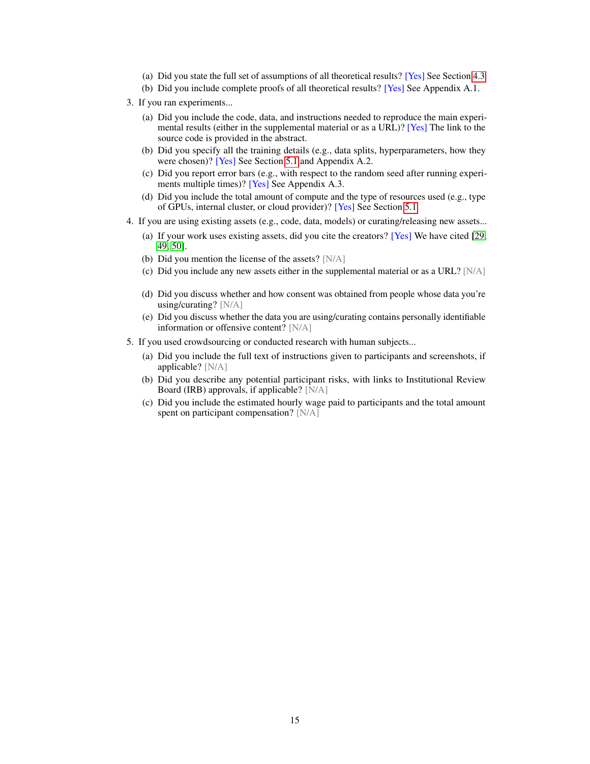(a) Did you state the full set of assumptions of all theoretical results? [Yes] See Section 4.3
   (b) Did you include complete proofs of all theoretical results? [Yes] See Appendix A.1.

3. If you ran experiments...
   (a) Did you include the code, data, and instructions needed to reproduce the main experimental results (either in the supplemental material or as a URL)? [Yes] The link to the source code is provided in the abstract.
   (b) Did you specify all the training details (e.g., data splits, hyperparameters, how they were chosen)? [Yes] See Section 5.1 and Appendix A.2.
   (c) Did you report error bars (e.g., with respect to the random seed after running experiments multiple times)? [Yes] See Appendix A.3.
   (d) Did you include the total amount of compute and the type of resources used (e.g., type of GPUs, internal cluster, or cloud provider)? [Yes] See Section 5.1

4. If you are using existing assets (e.g., code, data, models) or curating/releasing new assets...
   (a) If your work uses existing assets, did you cite the creators? [Yes] We have cited [29, 49, 50].
   (b) Did you mention the license of the assets? [N/A]
   (c) Did you include any new assets either in the supplemental material or as a URL? [N/A]
   (d) Did you discuss whether and how consent was obtained from people whose data you're using/curating? [N/A]
   (e) Did you discuss whether the data you are using/curating contains personally identifiable information or offensive content? [N/A]

5. If you used crowdsourcing or conducted research with human subjects...
   (a) Did you include the full text of instructions given to participants and screenshots, if applicable? [N/A]
   (b) Did you describe any potential participant risks, with links to Institutional Review Board (IRB) approvals, if applicable? [N/A]
   (c) Did you include the estimated hourly wage paid to participants and the total amount spent on participant compensation? [N/A]